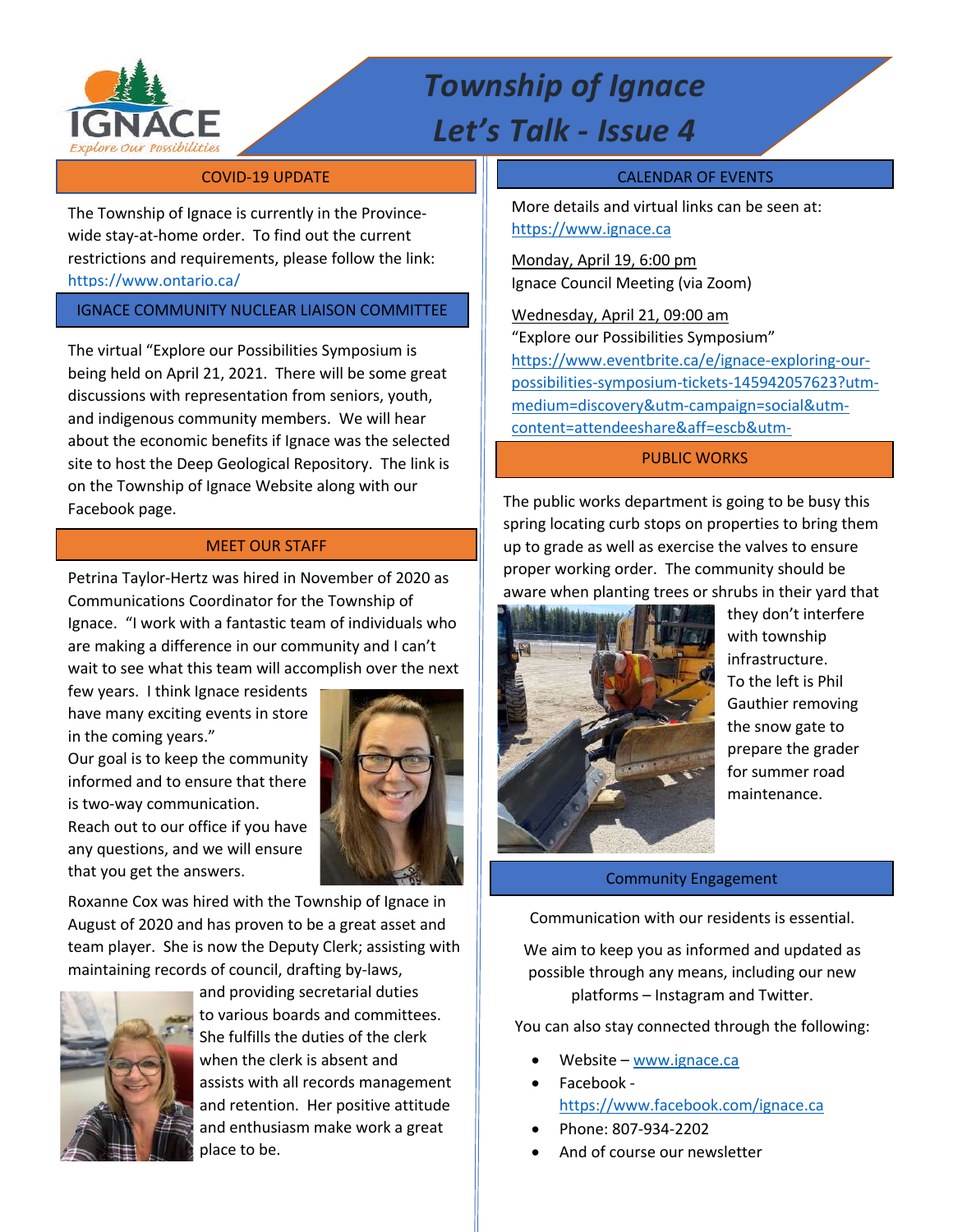# Township of Ignace

## Let's Talk - Issue 4

IGNACE
Explore Our Possibilities

### COVID-19 UPDATE

The Township of Ignace is currently in the Province-wide stay-at-home order. To find out the current restrictions and requirements, please follow the link: https://www.ontario.ca/

### IGNACE COMMUNITY NUCLEAR LIAISON COMMITTEE

The virtual "Explore our Possibilities Symposium is being held on April 21, 2021. There will be some great discussions with representation from seniors, youth, and indigenous community members. We will hear about the economic benefits if Ignace was the selected site to host the Deep Geological Repository. The link is on the Township of Ignace Website along with our Facebook page.

### MEET OUR STAFF

Petrina Taylor-Hertz was hired in November of 2020 as Communications Coordinator for the Township of Ignace. "I work with a fantastic team of individuals who are making a difference in our community and I can't wait to see what this team will accomplish over the next few years. I think Ignace residents have many exciting events in store in the coming years."
Our goal is to keep the community informed and to ensure that there is two-way communication.
Reach out to our office if you have any questions, and we will ensure that you get the answers.

Roxanne Cox was hired with the Township of Ignace in August of 2020 and has proven to be a great asset and team player. She is now the Deputy Clerk; assisting with maintaining records of council, drafting by-laws, and providing secretarial duties to various boards and committees. She fulfills the duties of the clerk when the clerk is absent and assists with all records management and retention. Her positive attitude and enthusiasm make work a great place to be.

### CALENDAR OF EVENTS

More details and virtual links can be seen at: https://www.ignace.ca

Monday, April 19, 6:00 pm
Ignace Council Meeting (via Zoom)

Wednesday, April 21, 09:00 am
"Explore our Possibilities Symposium"
https://www.eventbrite.ca/e/ignace-exploring-our-possibilities-symposium-tickets-145942057623?utm-medium=discovery&utm-campaign=social&utm-content=attendeeshare&aff=escb&utm-

### PUBLIC WORKS

The public works department is going to be busy this spring locating curb stops on properties to bring them up to grade as well as exercise the valves to ensure proper working order. The community should be aware when planting trees or shrubs in their yard that they don't interfere with township infrastructure.
To the left is Phil Gauthier removing the snow gate to prepare the grader for summer road maintenance.

### Community Engagement

Communication with our residents is essential.

We aim to keep you as informed and updated as possible through any means, including our new platforms – Instagram and Twitter.

You can also stay connected through the following:

- Website – www.ignace.ca
- Facebook - https://www.facebook.com/ignace.ca
- Phone: 807-934-2202
- And of course our newsletter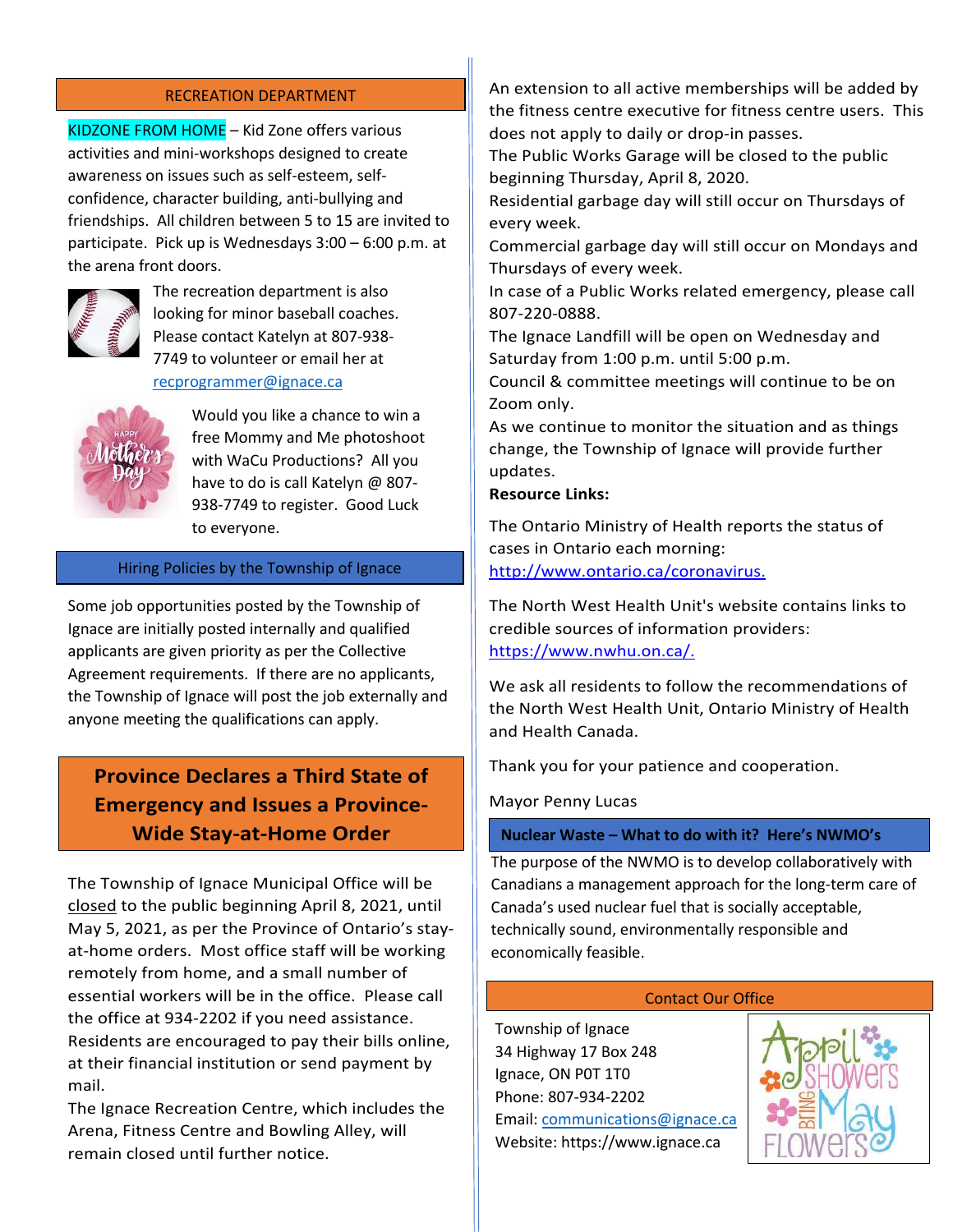## RECREATION DEPARTMENT

KIDZONE FROM HOME – Kid Zone offers various activities and mini-workshops designed to create awareness on issues such as self-esteem, self-confidence, character building, anti-bullying and friendships. All children between 5 to 15 are invited to participate. Pick up is Wednesdays 3:00 – 6:00 p.m. at the arena front doors.

The recreation department is also looking for minor baseball coaches. Please contact Katelyn at 807-938-7749 to volunteer or email her at recprogrammer@ignace.ca

Would you like a chance to win a free Mommy and Me photoshoot with WaCu Productions? All you have to do is call Katelyn @ 807-938-7749 to register. Good Luck to everyone.

## Hiring Policies by the Township of Ignace

Some job opportunities posted by the Township of Ignace are initially posted internally and qualified applicants are given priority as per the Collective Agreement requirements. If there are no applicants, the Township of Ignace will post the job externally and anyone meeting the qualifications can apply.

## Province Declares a Third State of Emergency and Issues a Province-Wide Stay-at-Home Order

The Township of Ignace Municipal Office will be closed to the public beginning April 8, 2021, until May 5, 2021, as per the Province of Ontario's stay-at-home orders. Most office staff will be working remotely from home, and a small number of essential workers will be in the office. Please call the office at 934-2202 if you need assistance. Residents are encouraged to pay their bills online, at their financial institution or send payment by mail.

The Ignace Recreation Centre, which includes the Arena, Fitness Centre and Bowling Alley, will remain closed until further notice.

An extension to all active memberships will be added by the fitness centre executive for fitness centre users. This does not apply to daily or drop-in passes.

The Public Works Garage will be closed to the public beginning Thursday, April 8, 2020.

Residential garbage day will still occur on Thursdays of every week.

Commercial garbage day will still occur on Mondays and Thursdays of every week.

In case of a Public Works related emergency, please call 807-220-0888.

The Ignace Landfill will be open on Wednesday and Saturday from 1:00 p.m. until 5:00 p.m.

Council & committee meetings will continue to be on Zoom only.

As we continue to monitor the situation and as things change, the Township of Ignace will provide further updates.

**Resource Links:**

The Ontario Ministry of Health reports the status of cases in Ontario each morning: http://www.ontario.ca/coronavirus.

The North West Health Unit's website contains links to credible sources of information providers: https://www.nwhu.on.ca/.

We ask all residents to follow the recommendations of the North West Health Unit, Ontario Ministry of Health and Health Canada.

Thank you for your patience and cooperation.

Mayor Penny Lucas

## Nuclear Waste – What to do with it? Here's NWMO's

The purpose of the NWMO is to develop collaboratively with Canadians a management approach for the long-term care of Canada's used nuclear fuel that is socially acceptable, technically sound, environmentally responsible and economically feasible.

## Contact Our Office

Township of Ignace
34 Highway 17 Box 248
Ignace, ON P0T 1T0
Phone: 807-934-2202
Email: communications@ignace.ca
Website: https://www.ignace.ca

April Showers Bring May Flowers